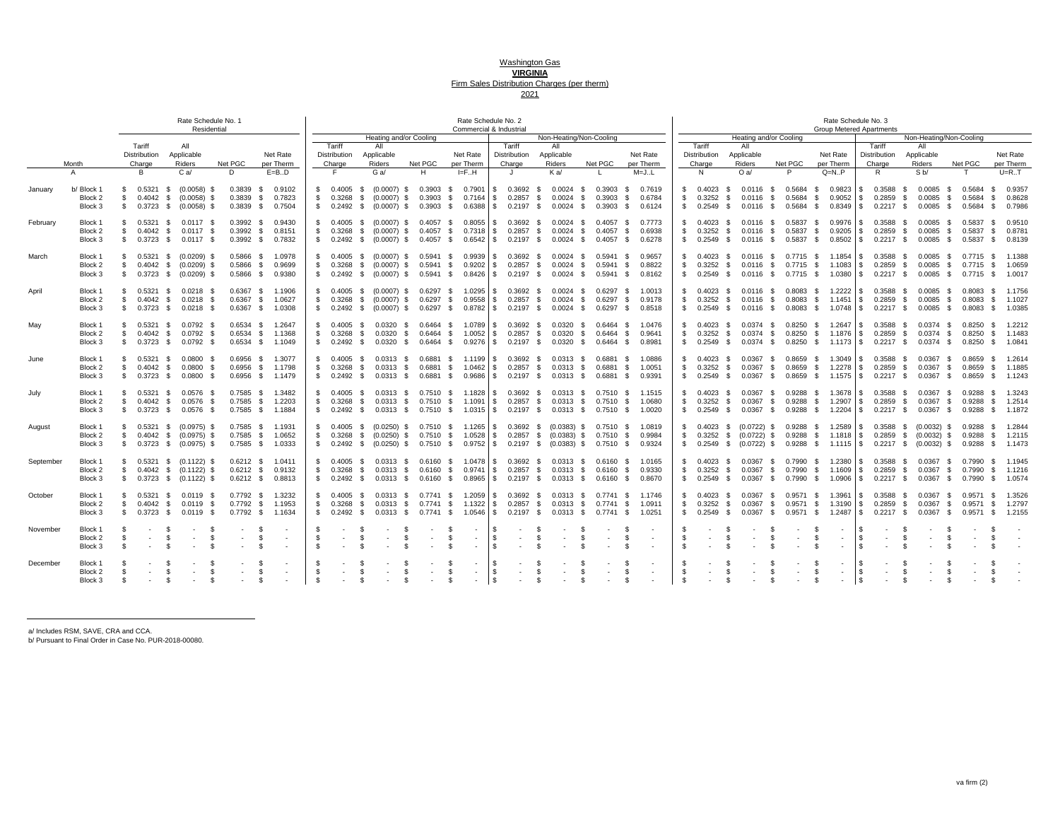# Washington Gas
## VIRGINIA
### Firm Sales Distribution Charges (per therm)
### 2021

| | | Rate Schedule No. 1 Residential | | | | Rate Schedule No. 2 Commercial & Industrial | | | | | | | | Rate Schedule No. 3 Group Metered Apartments | | | | | | | |
|---|---|---|---|---|---|---|---|---|---|---|---|---|---|---|---|---|---|---|---|---|---|
| | | | | | | Heating and/or Cooling | | | | Non-Heating/Non-Cooling | | | | Heating and/or Cooling | | | | Non-Heating/Non-Cooling | | | |
| Month | | Tariff Distribution Charge | All Applicable Riders | Net PGC | Net Rate per Therm | Tariff Distribution Charge | All Applicable Riders | Net PGC | Net Rate per Therm | Tariff Distribution Charge | All Applicable Riders | Net PGC | Net Rate per Therm | Tariff Distribution Charge | All Applicable Riders | Net PGC | Net Rate per Therm | Tariff Distribution Charge | All Applicable Riders | Net PGC | Net Rate per Therm |
| A | | B | C a/ | D | E=B..D | F | G a/ | H | I=F..H | J | K a/ | L | M=J..L | N | O a/ | P | Q=N..P | R | S b/ | T | U=R..T |
| January | b/ Block 1 | $ 0.5321 | $ (0.0058) | $ 0.3839 | $ 0.9102 | $ 0.4005 | $ (0.0007) | $ 0.3903 | $ 0.7901 | $ 0.3692 | $ 0.0024 | $ 0.3903 | $ 0.7619 | $ 0.4023 | $ 0.0116 | $ 0.5684 | $ 0.9823 | $ 0.3588 | $ 0.0085 | $ 0.5684 | $ 0.9357 |
| | Block 2 | $ 0.4042 | $ (0.0058) | $ 0.3839 | $ 0.7823 | $ 0.3268 | $ (0.0007) | $ 0.3903 | $ 0.7164 | $ 0.2857 | $ 0.0024 | $ 0.3903 | $ 0.6784 | $ 0.3252 | $ 0.0116 | $ 0.5684 | $ 0.9052 | $ 0.2859 | $ 0.0085 | $ 0.5684 | $ 0.8628 |
| | Block 3 | $ 0.3723 | $ (0.0058) | $ 0.3839 | $ 0.7504 | $ 0.2492 | $ (0.0007) | $ 0.3903 | $ 0.6388 | $ 0.2197 | $ 0.0024 | $ 0.3903 | $ 0.6124 | $ 0.2549 | $ 0.0116 | $ 0.5684 | $ 0.8349 | $ 0.2217 | $ 0.0085 | $ 0.5684 | $ 0.7986 |
| February | Block 1 | $ 0.5321 | $ 0.0117 | $ 0.3992 | $ 0.9430 | $ 0.4005 | $ (0.0007) | $ 0.4057 | $ 0.8055 | $ 0.3692 | $ 0.0024 | $ 0.4057 | $ 0.7773 | $ 0.4023 | $ 0.0116 | $ 0.5837 | $ 0.9976 | $ 0.3588 | $ 0.0085 | $ 0.5837 | $ 0.9510 |
| | Block 2 | $ 0.4042 | $ 0.0117 | $ 0.3992 | $ 0.8151 | $ 0.3268 | $ (0.0007) | $ 0.4057 | $ 0.7318 | $ 0.2857 | $ 0.0024 | $ 0.4057 | $ 0.6938 | $ 0.3252 | $ 0.0116 | $ 0.5837 | $ 0.9205 | $ 0.2859 | $ 0.0085 | $ 0.5837 | $ 0.8781 |
| | Block 3 | $ 0.3723 | $ 0.0117 | $ 0.3992 | $ 0.7832 | $ 0.2492 | $ (0.0007) | $ 0.4057 | $ 0.6542 | $ 0.2197 | $ 0.0024 | $ 0.4057 | $ 0.6278 | $ 0.2549 | $ 0.0116 | $ 0.5837 | $ 0.8502 | $ 0.2217 | $ 0.0085 | $ 0.5837 | $ 0.8139 |
| March | Block 1 | $ 0.5321 | $ (0.0209) | $ 0.5866 | $ 1.0978 | $ 0.4005 | $ (0.0007) | $ 0.5941 | $ 0.9939 | $ 0.3692 | $ 0.0024 | $ 0.5941 | $ 0.9657 | $ 0.4023 | $ 0.0116 | $ 0.7715 | $ 1.1854 | $ 0.3588 | $ 0.0085 | $ 0.7715 | $ 1.1388 |
| | Block 2 | $ 0.4042 | $ (0.0209) | $ 0.5866 | $ 0.9699 | $ 0.3268 | $ (0.0007) | $ 0.5941 | $ 0.9202 | $ 0.2857 | $ 0.0024 | $ 0.5941 | $ 0.8822 | $ 0.3252 | $ 0.0116 | $ 0.7715 | $ 1.1083 | $ 0.2859 | $ 0.0085 | $ 0.7715 | $ 1.0659 |
| | Block 3 | $ 0.3723 | $ (0.0209) | $ 0.5866 | $ 0.9380 | $ 0.2492 | $ (0.0007) | $ 0.5941 | $ 0.8426 | $ 0.2197 | $ 0.0024 | $ 0.5941 | $ 0.8162 | $ 0.2549 | $ 0.0116 | $ 0.7715 | $ 1.0380 | $ 0.2217 | $ 0.0085 | $ 0.7715 | $ 1.0017 |
| April | Block 1 | $ 0.5321 | $ 0.0218 | $ 0.6367 | $ 1.1906 | $ 0.4005 | $ (0.0007) | $ 0.6297 | $ 1.0295 | $ 0.3692 | $ 0.0024 | $ 0.6297 | $ 1.0013 | $ 0.4023 | $ 0.0116 | $ 0.8083 | $ 1.2222 | $ 0.3588 | $ 0.0085 | $ 0.8083 | $ 1.1756 |
| | Block 2 | $ 0.4042 | $ 0.0218 | $ 0.6367 | $ 1.0627 | $ 0.3268 | $ (0.0007) | $ 0.6297 | $ 0.9558 | $ 0.2857 | $ 0.0024 | $ 0.6297 | $ 0.9178 | $ 0.3252 | $ 0.0116 | $ 0.8083 | $ 1.1451 | $ 0.2859 | $ 0.0085 | $ 0.8083 | $ 1.1027 |
| | Block 3 | $ 0.3723 | $ 0.0218 | $ 0.6367 | $ 1.0308 | $ 0.2492 | $ (0.0007) | $ 0.6297 | $ 0.8782 | $ 0.2197 | $ 0.0024 | $ 0.6297 | $ 0.8518 | $ 0.2549 | $ 0.0116 | $ 0.8083 | $ 1.0748 | $ 0.2217 | $ 0.0085 | $ 0.8083 | $ 1.0385 |
| May | Block 1 | $ 0.5321 | $ 0.0792 | $ 0.6534 | $ 1.2647 | $ 0.4005 | $ 0.0320 | $ 0.6464 | $ 1.0789 | $ 0.3692 | $ 0.0320 | $ 0.6464 | $ 1.0476 | $ 0.4023 | $ 0.0374 | $ 0.8250 | $ 1.2647 | $ 0.3588 | $ 0.0374 | $ 0.8250 | $ 1.2212 |
| | Block 2 | $ 0.4042 | $ 0.0792 | $ 0.6534 | $ 1.1368 | $ 0.3268 | $ 0.0320 | $ 0.6464 | $ 1.0052 | $ 0.2857 | $ 0.0320 | $ 0.6464 | $ 0.9641 | $ 0.3252 | $ 0.0374 | $ 0.8250 | $ 1.1876 | $ 0.2859 | $ 0.0374 | $ 0.8250 | $ 1.1483 |
| | Block 3 | $ 0.3723 | $ 0.0792 | $ 0.6534 | $ 1.1049 | $ 0.2492 | $ 0.0320 | $ 0.6464 | $ 0.9276 | $ 0.2197 | $ 0.0320 | $ 0.6464 | $ 0.8981 | $ 0.2549 | $ 0.0374 | $ 0.8250 | $ 1.1173 | $ 0.2217 | $ 0.0374 | $ 0.8250 | $ 1.0841 |
| June | Block 1 | $ 0.5321 | $ 0.0800 | $ 0.6956 | $ 1.3077 | $ 0.4005 | $ 0.0313 | $ 0.6881 | $ 1.1199 | $ 0.3692 | $ 0.0313 | $ 0.6881 | $ 1.0886 | $ 0.4023 | $ 0.0367 | $ 0.8659 | $ 1.3049 | $ 0.3588 | $ 0.0367 | $ 0.8659 | $ 1.2614 |
| | Block 2 | $ 0.4042 | $ 0.0800 | $ 0.6956 | $ 1.1798 | $ 0.3268 | $ 0.0313 | $ 0.6881 | $ 1.0462 | $ 0.2857 | $ 0.0313 | $ 0.6881 | $ 1.0051 | $ 0.3252 | $ 0.0367 | $ 0.8659 | $ 1.2278 | $ 0.2859 | $ 0.0367 | $ 0.8659 | $ 1.1885 |
| | Block 3 | $ 0.3723 | $ 0.0800 | $ 0.6956 | $ 1.1479 | $ 0.2492 | $ 0.0313 | $ 0.6881 | $ 0.9686 | $ 0.2197 | $ 0.0313 | $ 0.6881 | $ 0.9391 | $ 0.2549 | $ 0.0367 | $ 0.8659 | $ 1.1575 | $ 0.2217 | $ 0.0367 | $ 0.8659 | $ 1.1243 |
| July | Block 1 | $ 0.5321 | $ 0.0576 | $ 0.7585 | $ 1.3482 | $ 0.4005 | $ 0.0313 | $ 0.7510 | $ 1.1828 | $ 0.3692 | $ 0.0313 | $ 0.7510 | $ 1.1515 | $ 0.4023 | $ 0.0367 | $ 0.9288 | $ 1.3678 | $ 0.3588 | $ 0.0367 | $ 0.9288 | $ 1.3243 |
| | Block 2 | $ 0.4042 | $ 0.0576 | $ 0.7585 | $ 1.2203 | $ 0.3268 | $ 0.0313 | $ 0.7510 | $ 1.1091 | $ 0.2857 | $ 0.0313 | $ 0.7510 | $ 1.0680 | $ 0.3252 | $ 0.0367 | $ 0.9288 | $ 1.2907 | $ 0.2859 | $ 0.0367 | $ 0.9288 | $ 1.2514 |
| | Block 3 | $ 0.3723 | $ 0.0576 | $ 0.7585 | $ 1.1884 | $ 0.2492 | $ 0.0313 | $ 0.7510 | $ 1.0315 | $ 0.2197 | $ 0.0313 | $ 0.7510 | $ 1.0020 | $ 0.2549 | $ 0.0367 | $ 0.9288 | $ 1.2204 | $ 0.2217 | $ 0.0367 | $ 0.9288 | $ 1.1872 |
| August | Block 1 | $ 0.5321 | $ (0.0975) | $ 0.7585 | $ 1.1931 | $ 0.4005 | $ (0.0250) | $ 0.7510 | $ 1.1265 | $ 0.3692 | $ (0.0383) | $ 0.7510 | $ 1.0819 | $ 0.4023 | $ (0.0722) | $ 0.9288 | $ 1.2589 | $ 0.3588 | $ (0.0032) | $ 0.9288 | $ 1.2844 |
| | Block 2 | $ 0.4042 | $ (0.0975) | $ 0.7585 | $ 1.0652 | $ 0.3268 | $ (0.0250) | $ 0.7510 | $ 1.0528 | $ 0.2857 | $ (0.0383) | $ 0.7510 | $ 0.9984 | $ 0.3252 | $ (0.0722) | $ 0.9288 | $ 1.1818 | $ 0.2859 | $ (0.0032) | $ 0.9288 | $ 1.2115 |
| | Block 3 | $ 0.3723 | $ (0.0975) | $ 0.7585 | $ 1.0333 | $ 0.2492 | $ (0.0250) | $ 0.7510 | $ 0.9752 | $ 0.2197 | $ (0.0383) | $ 0.7510 | $ 0.9324 | $ 0.2549 | $ (0.0722) | $ 0.9288 | $ 1.1115 | $ 0.2217 | $ (0.0032) | $ 0.9288 | $ 1.1473 |
| September | Block 1 | $ 0.5321 | $ (0.1122) | $ 0.6212 | $ 1.0411 | $ 0.4005 | $ 0.0313 | $ 0.6160 | $ 1.0478 | $ 0.3692 | $ 0.0313 | $ 0.6160 | $ 1.0165 | $ 0.4023 | $ 0.0367 | $ 0.7990 | $ 1.2380 | $ 0.3588 | $ 0.0367 | $ 0.7990 | $ 1.1945 |
| | Block 2 | $ 0.4042 | $ (0.1122) | $ 0.6212 | $ 0.9132 | $ 0.3268 | $ 0.0313 | $ 0.6160 | $ 0.9741 | $ 0.2857 | $ 0.0313 | $ 0.6160 | $ 0.9330 | $ 0.3252 | $ 0.0367 | $ 0.7990 | $ 1.1609 | $ 0.2859 | $ 0.0367 | $ 0.7990 | $ 1.1216 |
| | Block 3 | $ 0.3723 | $ (0.1122) | $ 0.6212 | $ 0.8813 | $ 0.2492 | $ 0.0313 | $ 0.6160 | $ 0.8965 | $ 0.2197 | $ 0.0313 | $ 0.6160 | $ 0.8670 | $ 0.2549 | $ 0.0367 | $ 0.7990 | $ 1.0906 | $ 0.2217 | $ 0.0367 | $ 0.7990 | $ 1.0574 |
| October | Block 1 | $ 0.5321 | $ 0.0119 | $ 0.7792 | $ 1.3232 | $ 0.4005 | $ 0.0313 | $ 0.7741 | $ 1.2059 | $ 0.3692 | $ 0.0313 | $ 0.7741 | $ 1.1746 | $ 0.4023 | $ 0.0367 | $ 0.9571 | $ 1.3961 | $ 0.3588 | $ 0.0367 | $ 0.9571 | $ 1.3526 |
| | Block 2 | $ 0.4042 | $ 0.0119 | $ 0.7792 | $ 1.1953 | $ 0.3268 | $ 0.0313 | $ 0.7741 | $ 1.1322 | $ 0.2857 | $ 0.0313 | $ 0.7741 | $ 1.0911 | $ 0.3252 | $ 0.0367 | $ 0.9571 | $ 1.3190 | $ 0.2859 | $ 0.0367 | $ 0.9571 | $ 1.2797 |
| | Block 3 | $ 0.3723 | $ 0.0119 | $ 0.7792 | $ 1.1634 | $ 0.2492 | $ 0.0313 | $ 0.7741 | $ 1.0546 | $ 0.2197 | $ 0.0313 | $ 0.7741 | $ 1.0251 | $ 0.2549 | $ 0.0367 | $ 0.9571 | $ 1.2487 | $ 0.2217 | $ 0.0367 | $ 0.9571 | $ 1.2155 |
| November | Block 1 | $ - | $ - | $ - | $ - | $ - | $ - | $ - | $ - | $ - | $ - | $ - | $ - | $ - | $ - | $ - | $ - | $ - | $ - | $ - | $ - |
| | Block 2 | $ - | $ - | $ - | $ - | $ - | $ - | $ - | $ - | $ - | $ - | $ - | $ - | $ - | $ - | $ - | $ - | $ - | $ - | $ - | $ - |
| | Block 3 | $ - | $ - | $ - | $ - | $ - | $ - | $ - | $ - | $ - | $ - | $ - | $ - | $ - | $ - | $ - | $ - | $ - | $ - | $ - | $ - |
| December | Block 1 | $ - | $ - | $ - | $ - | $ - | $ - | $ - | $ - | $ - | $ - | $ - | $ - | $ - | $ - | $ - | $ - | $ - | $ - | $ - | $ - |
| | Block 2 | $ - | $ - | $ - | $ - | $ - | $ - | $ - | $ - | $ - | $ - | $ - | $ - | $ - | $ - | $ - | $ - | $ - | $ - | $ - | $ - |
| | Block 3 | $ - | $ - | $ - | $ - | $ - | $ - | $ - | $ - | $ - | $ - | $ - | $ - | $ - | $ - | $ - | $ - | $ - | $ - | $ - | $ - |

a/ Includes RSM, SAVE, CRA and CCA.
b/ Pursuant to Final Order in Case No. PUR-2018-00080.

va firm (2)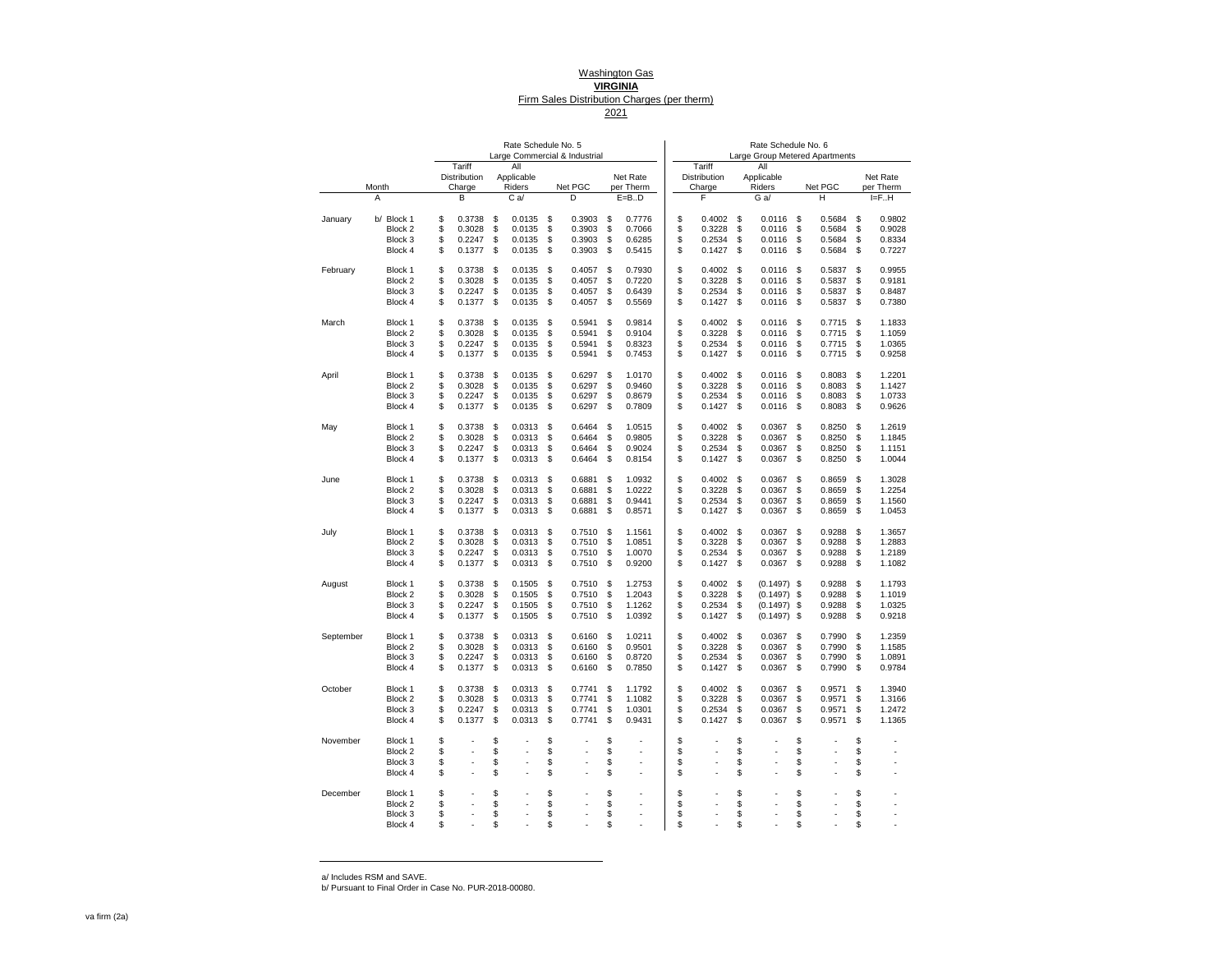Washington Gas
**VIRGINIA**
Firm Sales Distribution Charges (per therm)
2021

| | | Rate Schedule No. 5 Large Commercial & Industrial | | | | Rate Schedule No. 6 Large Group Metered Apartments | | | |
|---|---|---|---|---|---|---|---|---|---|
| Month | | Tariff Distribution Charge | All Applicable Riders | Net PGC | Net Rate per Therm | Tariff Distribution Charge | All Applicable Riders | Net PGC | Net Rate per Therm |
| A | | B | C a/ | D | E=B..D | F | G a/ | H | I=F..H |
| January | b/ Block 1 | $ 0.3738 | $ 0.0135 | $ 0.3903 | $ 0.7776 | $ 0.4002 | $ 0.0116 | $ 0.5684 | $ 0.9802 |
| | Block 2 | $ 0.3028 | $ 0.0135 | $ 0.3903 | $ 0.7066 | $ 0.3228 | $ 0.0116 | $ 0.5684 | $ 0.9028 |
| | Block 3 | $ 0.2247 | $ 0.0135 | $ 0.3903 | $ 0.6285 | $ 0.2534 | $ 0.0116 | $ 0.5684 | $ 0.8334 |
| | Block 4 | $ 0.1377 | $ 0.0135 | $ 0.3903 | $ 0.5415 | $ 0.1427 | $ 0.0116 | $ 0.5684 | $ 0.7227 |
| February | Block 1 | $ 0.3738 | $ 0.0135 | $ 0.4057 | $ 0.7930 | $ 0.4002 | $ 0.0116 | $ 0.5837 | $ 0.9955 |
| | Block 2 | $ 0.3028 | $ 0.0135 | $ 0.4057 | $ 0.7220 | $ 0.3228 | $ 0.0116 | $ 0.5837 | $ 0.9181 |
| | Block 3 | $ 0.2247 | $ 0.0135 | $ 0.4057 | $ 0.6439 | $ 0.2534 | $ 0.0116 | $ 0.5837 | $ 0.8487 |
| | Block 4 | $ 0.1377 | $ 0.0135 | $ 0.4057 | $ 0.5569 | $ 0.1427 | $ 0.0116 | $ 0.5837 | $ 0.7380 |
| March | Block 1 | $ 0.3738 | $ 0.0135 | $ 0.5941 | $ 0.9814 | $ 0.4002 | $ 0.0116 | $ 0.7715 | $ 1.1833 |
| | Block 2 | $ 0.3028 | $ 0.0135 | $ 0.5941 | $ 0.9104 | $ 0.3228 | $ 0.0116 | $ 0.7715 | $ 1.1059 |
| | Block 3 | $ 0.2247 | $ 0.0135 | $ 0.5941 | $ 0.8323 | $ 0.2534 | $ 0.0116 | $ 0.7715 | $ 1.0365 |
| | Block 4 | $ 0.1377 | $ 0.0135 | $ 0.5941 | $ 0.7453 | $ 0.1427 | $ 0.0116 | $ 0.7715 | $ 0.9258 |
| April | Block 1 | $ 0.3738 | $ 0.0135 | $ 0.6297 | $ 1.0170 | $ 0.4002 | $ 0.0116 | $ 0.8083 | $ 1.2201 |
| | Block 2 | $ 0.3028 | $ 0.0135 | $ 0.6297 | $ 0.9460 | $ 0.3228 | $ 0.0116 | $ 0.8083 | $ 1.1427 |
| | Block 3 | $ 0.2247 | $ 0.0135 | $ 0.6297 | $ 0.8679 | $ 0.2534 | $ 0.0116 | $ 0.8083 | $ 1.0733 |
| | Block 4 | $ 0.1377 | $ 0.0135 | $ 0.6297 | $ 0.7809 | $ 0.1427 | $ 0.0116 | $ 0.8083 | $ 0.9626 |
| May | Block 1 | $ 0.3738 | $ 0.0313 | $ 0.6464 | $ 1.0515 | $ 0.4002 | $ 0.0367 | $ 0.8250 | $ 1.2619 |
| | Block 2 | $ 0.3028 | $ 0.0313 | $ 0.6464 | $ 0.9805 | $ 0.3228 | $ 0.0367 | $ 0.8250 | $ 1.1845 |
| | Block 3 | $ 0.2247 | $ 0.0313 | $ 0.6464 | $ 0.9024 | $ 0.2534 | $ 0.0367 | $ 0.8250 | $ 1.1151 |
| | Block 4 | $ 0.1377 | $ 0.0313 | $ 0.6464 | $ 0.8154 | $ 0.1427 | $ 0.0367 | $ 0.8250 | $ 1.0044 |
| June | Block 1 | $ 0.3738 | $ 0.0313 | $ 0.6881 | $ 1.0932 | $ 0.4002 | $ 0.0367 | $ 0.8659 | $ 1.3028 |
| | Block 2 | $ 0.3028 | $ 0.0313 | $ 0.6881 | $ 1.0222 | $ 0.3228 | $ 0.0367 | $ 0.8659 | $ 1.2254 |
| | Block 3 | $ 0.2247 | $ 0.0313 | $ 0.6881 | $ 0.9441 | $ 0.2534 | $ 0.0367 | $ 0.8659 | $ 1.1560 |
| | Block 4 | $ 0.1377 | $ 0.0313 | $ 0.6881 | $ 0.8571 | $ 0.1427 | $ 0.0367 | $ 0.8659 | $ 1.0453 |
| July | Block 1 | $ 0.3738 | $ 0.0313 | $ 0.7510 | $ 1.1561 | $ 0.4002 | $ 0.0367 | $ 0.9288 | $ 1.3657 |
| | Block 2 | $ 0.3028 | $ 0.0313 | $ 0.7510 | $ 1.0851 | $ 0.3228 | $ 0.0367 | $ 0.9288 | $ 1.2883 |
| | Block 3 | $ 0.2247 | $ 0.0313 | $ 0.7510 | $ 1.0070 | $ 0.2534 | $ 0.0367 | $ 0.9288 | $ 1.2189 |
| | Block 4 | $ 0.1377 | $ 0.0313 | $ 0.7510 | $ 0.9200 | $ 0.1427 | $ 0.0367 | $ 0.9288 | $ 1.1082 |
| August | Block 1 | $ 0.3738 | $ 0.1505 | $ 0.7510 | $ 1.2753 | $ 0.4002 | $ (0.1497) | $ 0.9288 | $ 1.1793 |
| | Block 2 | $ 0.3028 | $ 0.1505 | $ 0.7510 | $ 1.2043 | $ 0.3228 | $ (0.1497) | $ 0.9288 | $ 1.1019 |
| | Block 3 | $ 0.2247 | $ 0.1505 | $ 0.7510 | $ 1.1262 | $ 0.2534 | $ (0.1497) | $ 0.9288 | $ 1.0325 |
| | Block 4 | $ 0.1377 | $ 0.1505 | $ 0.7510 | $ 1.0392 | $ 0.1427 | $ (0.1497) | $ 0.9288 | $ 0.9218 |
| September | Block 1 | $ 0.3738 | $ 0.0313 | $ 0.6160 | $ 1.0211 | $ 0.4002 | $ 0.0367 | $ 0.7990 | $ 1.2359 |
| | Block 2 | $ 0.3028 | $ 0.0313 | $ 0.6160 | $ 0.9501 | $ 0.3228 | $ 0.0367 | $ 0.7990 | $ 1.1585 |
| | Block 3 | $ 0.2247 | $ 0.0313 | $ 0.6160 | $ 0.8720 | $ 0.2534 | $ 0.0367 | $ 0.7990 | $ 1.0891 |
| | Block 4 | $ 0.1377 | $ 0.0313 | $ 0.6160 | $ 0.7850 | $ 0.1427 | $ 0.0367 | $ 0.7990 | $ 0.9784 |
| October | Block 1 | $ 0.3738 | $ 0.0313 | $ 0.7741 | $ 1.1792 | $ 0.4002 | $ 0.0367 | $ 0.9571 | $ 1.3940 |
| | Block 2 | $ 0.3028 | $ 0.0313 | $ 0.7741 | $ 1.1082 | $ 0.3228 | $ 0.0367 | $ 0.9571 | $ 1.3166 |
| | Block 3 | $ 0.2247 | $ 0.0313 | $ 0.7741 | $ 1.0301 | $ 0.2534 | $ 0.0367 | $ 0.9571 | $ 1.2472 |
| | Block 4 | $ 0.1377 | $ 0.0313 | $ 0.7741 | $ 0.9431 | $ 0.1427 | $ 0.0367 | $ 0.9571 | $ 1.1365 |
| November | Block 1 | $ - | $ - | $ - | $ - | $ - | $ - | $ - | $ - |
| | Block 2 | $ - | $ - | $ - | $ - | $ - | $ - | $ - | $ - |
| | Block 3 | $ - | $ - | $ - | $ - | $ - | $ - | $ - | $ - |
| | Block 4 | $ - | $ - | $ - | $ - | $ - | $ - | $ - | $ - |
| December | Block 1 | $ - | $ - | $ - | $ - | $ - | $ - | $ - | $ - |
| | Block 2 | $ - | $ - | $ - | $ - | $ - | $ - | $ - | $ - |
| | Block 3 | $ - | $ - | $ - | $ - | $ - | $ - | $ - | $ - |
| | Block 4 | $ - | $ - | $ - | $ - | $ - | $ - | $ - | $ - |

a/ Includes RSM and SAVE.
b/ Pursuant to Final Order in Case No. PUR-2018-00080.

va firm (2a)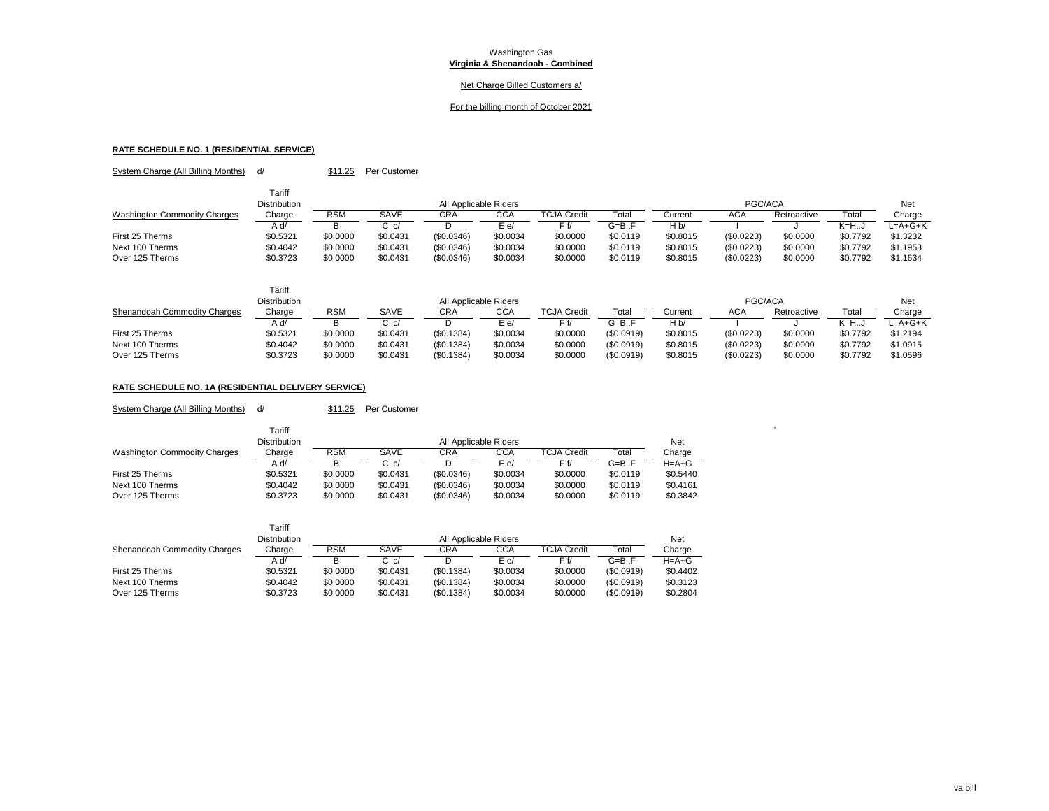Washington Gas
**Virginia & Shenandoah - Combined**

Net Charge Billed Customers a/

For the billing month of October 2021

## RATE SCHEDULE NO. 1 (RESIDENTIAL SERVICE)

System Charge (All Billing Months) d/ $11.25 Per Customer

| Washington Commodity Charges | Tariff Distribution Charge | All Applicable Riders | | | | | | PGC/ACA | | | | Net Charge |
|---|---|---|---|---|---|---|---|---|---|---|---|---|
| | | RSM | SAVE | CRA | CCA | TCJA Credit | Total | Current | ACA | Retroactive | Total | |
| | A d/ | B | C c/ | D | E e/ | F f/ | G=B..F | H b/ | I | J | K=H..J | L=A+G+K |
| First 25 Therms | $0.5321 | $0.0000 | $0.0431 | ($0.0346) | $0.0034 | $0.0000 | $0.0119 | $0.8015 | ($0.0223) | $0.0000 | $0.7792 | $1.3232 |
| Next 100 Therms | $0.4042 | $0.0000 | $0.0431 | ($0.0346) | $0.0034 | $0.0000 | $0.0119 | $0.8015 | ($0.0223) | $0.0000 | $0.7792 | $1.1953 |
| Over 125 Therms | $0.3723 | $0.0000 | $0.0431 | ($0.0346) | $0.0034 | $0.0000 | $0.0119 | $0.8015 | ($0.0223) | $0.0000 | $0.7792 | $1.1634 |

| Shenandoah Commodity Charges | Tariff Distribution Charge | All Applicable Riders | | | | | | PGC/ACA | | | | Net Charge |
|---|---|---|---|---|---|---|---|---|---|---|---|---|
| | | RSM | SAVE | CRA | CCA | TCJA Credit | Total | Current | ACA | Retroactive | Total | |
| | A d/ | B | C c/ | D | E e/ | F f/ | G=B..F | H b/ | I | J | K=H..J | L=A+G+K |
| First 25 Therms | $0.5321 | $0.0000 | $0.0431 | ($0.1384) | $0.0034 | $0.0000 | ($0.0919) | $0.8015 | ($0.0223) | $0.0000 | $0.7792 | $1.2194 |
| Next 100 Therms | $0.4042 | $0.0000 | $0.0431 | ($0.1384) | $0.0034 | $0.0000 | ($0.0919) | $0.8015 | ($0.0223) | $0.0000 | $0.7792 | $1.0915 |
| Over 125 Therms | $0.3723 | $0.0000 | $0.0431 | ($0.1384) | $0.0034 | $0.0000 | ($0.0919) | $0.8015 | ($0.0223) | $0.0000 | $0.7792 | $1.0596 |

## RATE SCHEDULE NO. 1A (RESIDENTIAL DELIVERY SERVICE)

System Charge (All Billing Months) d/ $11.25 Per Customer

| Washington Commodity Charges | Tariff Distribution Charge | All Applicable Riders | | | | | | Net Charge |
|---|---|---|---|---|---|---|---|---|
| | | RSM | SAVE | CRA | CCA | TCJA Credit | Total | |
| | A d/ | B | C c/ | D | E e/ | F f/ | G=B..F | H=A+G |
| First 25 Therms | $0.5321 | $0.0000 | $0.0431 | ($0.0346) | $0.0034 | $0.0000 | $0.0119 | $0.5440 |
| Next 100 Therms | $0.4042 | $0.0000 | $0.0431 | ($0.0346) | $0.0034 | $0.0000 | $0.0119 | $0.4161 |
| Over 125 Therms | $0.3723 | $0.0000 | $0.0431 | ($0.0346) | $0.0034 | $0.0000 | $0.0119 | $0.3842 |

| Shenandoah Commodity Charges | Tariff Distribution Charge | All Applicable Riders | | | | | | Net Charge |
|---|---|---|---|---|---|---|---|---|
| | | RSM | SAVE | CRA | CCA | TCJA Credit | Total | |
| | A d/ | B | C c/ | D | E e/ | F f/ | G=B..F | H=A+G |
| First 25 Therms | $0.5321 | $0.0000 | $0.0431 | ($0.1384) | $0.0034 | $0.0000 | ($0.0919) | $0.4402 |
| Next 100 Therms | $0.4042 | $0.0000 | $0.0431 | ($0.1384) | $0.0034 | $0.0000 | ($0.0919) | $0.3123 |
| Over 125 Therms | $0.3723 | $0.0000 | $0.0431 | ($0.1384) | $0.0034 | $0.0000 | ($0.0919) | $0.2804 |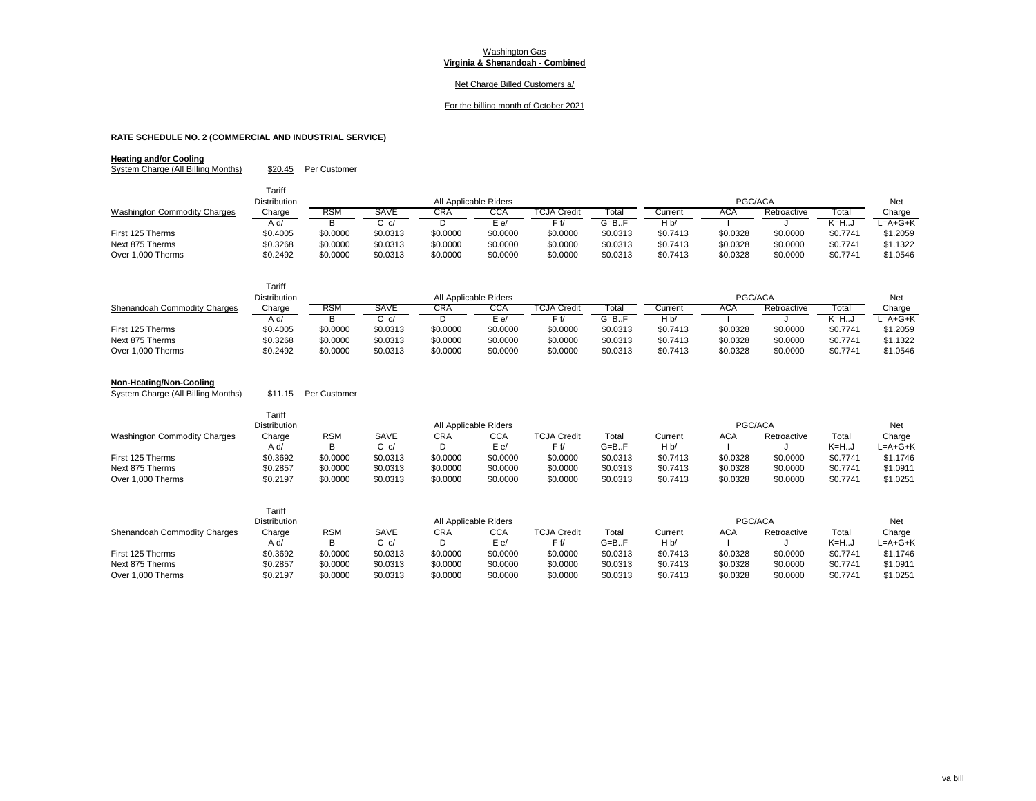Washington Gas

**Virginia & Shenandoah - Combined**

Net Charge Billed Customers a/

For the billing month of October 2021

## RATE SCHEDULE NO. 2 (COMMERCIAL AND INDUSTRIAL SERVICE)

### Heating and/or Cooling

System Charge (All Billing Months) $20.45 Per Customer

| Washington Commodity Charges | Tariff Distribution Charge | All Applicable Riders | | | | | | PGC/ACA | | | | Net Charge |
|---|---|---|---|---|---|---|---|---|---|---|---|---|
| | | RSM | SAVE | CRA | CCA | TCJA Credit | Total | Current | ACA | Retroactive | Total | |
| | A d/ | B | C c/ | D | E e/ | F f/ | G=B..F | H b/ | I | J | K=H..J | L=A+G+K |
| First 125 Therms | $0.4005 | $0.0000 | $0.0313 | $0.0000 | $0.0000 | $0.0000 | $0.0313 | $0.7413 | $0.0328 | $0.0000 | $0.7741 | $1.2059 |
| Next 875 Therms | $0.3268 | $0.0000 | $0.0313 | $0.0000 | $0.0000 | $0.0000 | $0.0313 | $0.7413 | $0.0328 | $0.0000 | $0.7741 | $1.1322 |
| Over 1,000 Therms | $0.2492 | $0.0000 | $0.0313 | $0.0000 | $0.0000 | $0.0000 | $0.0313 | $0.7413 | $0.0328 | $0.0000 | $0.7741 | $1.0546 |

| Shenandoah Commodity Charges | Tariff Distribution Charge | All Applicable Riders | | | | | | PGC/ACA | | | | Net Charge |
|---|---|---|---|---|---|---|---|---|---|---|---|---|
| | | RSM | SAVE | CRA | CCA | TCJA Credit | Total | Current | ACA | Retroactive | Total | |
| | A d/ | B | C c/ | D | E e/ | F f/ | G=B..F | H b/ | I | J | K=H..J | L=A+G+K |
| First 125 Therms | $0.4005 | $0.0000 | $0.0313 | $0.0000 | $0.0000 | $0.0000 | $0.0313 | $0.7413 | $0.0328 | $0.0000 | $0.7741 | $1.2059 |
| Next 875 Therms | $0.3268 | $0.0000 | $0.0313 | $0.0000 | $0.0000 | $0.0000 | $0.0313 | $0.7413 | $0.0328 | $0.0000 | $0.7741 | $1.1322 |
| Over 1,000 Therms | $0.2492 | $0.0000 | $0.0313 | $0.0000 | $0.0000 | $0.0000 | $0.0313 | $0.7413 | $0.0328 | $0.0000 | $0.7741 | $1.0546 |

### Non-Heating/Non-Cooling

System Charge (All Billing Months) $11.15 Per Customer

| Washington Commodity Charges | Tariff Distribution Charge | All Applicable Riders | | | | | | PGC/ACA | | | | Net Charge |
|---|---|---|---|---|---|---|---|---|---|---|---|---|
| | | RSM | SAVE | CRA | CCA | TCJA Credit | Total | Current | ACA | Retroactive | Total | |
| | A d/ | B | C c/ | D | E e/ | F f/ | G=B..F | H b/ | I | J | K=H..J | L=A+G+K |
| First 125 Therms | $0.3692 | $0.0000 | $0.0313 | $0.0000 | $0.0000 | $0.0000 | $0.0313 | $0.7413 | $0.0328 | $0.0000 | $0.7741 | $1.1746 |
| Next 875 Therms | $0.2857 | $0.0000 | $0.0313 | $0.0000 | $0.0000 | $0.0000 | $0.0313 | $0.7413 | $0.0328 | $0.0000 | $0.7741 | $1.0911 |
| Over 1,000 Therms | $0.2197 | $0.0000 | $0.0313 | $0.0000 | $0.0000 | $0.0000 | $0.0313 | $0.7413 | $0.0328 | $0.0000 | $0.7741 | $1.0251 |

| Shenandoah Commodity Charges | Tariff Distribution Charge | All Applicable Riders | | | | | | PGC/ACA | | | | Net Charge |
|---|---|---|---|---|---|---|---|---|---|---|---|---|
| | | RSM | SAVE | CRA | CCA | TCJA Credit | Total | Current | ACA | Retroactive | Total | |
| | A d/ | B | C c/ | D | E e/ | F f/ | G=B..F | H b/ | I | J | K=H..J | L=A+G+K |
| First 125 Therms | $0.3692 | $0.0000 | $0.0313 | $0.0000 | $0.0000 | $0.0000 | $0.0313 | $0.7413 | $0.0328 | $0.0000 | $0.7741 | $1.1746 |
| Next 875 Therms | $0.2857 | $0.0000 | $0.0313 | $0.0000 | $0.0000 | $0.0000 | $0.0313 | $0.7413 | $0.0328 | $0.0000 | $0.7741 | $1.0911 |
| Over 1,000 Therms | $0.2197 | $0.0000 | $0.0313 | $0.0000 | $0.0000 | $0.0000 | $0.0313 | $0.7413 | $0.0328 | $0.0000 | $0.7741 | $1.0251 |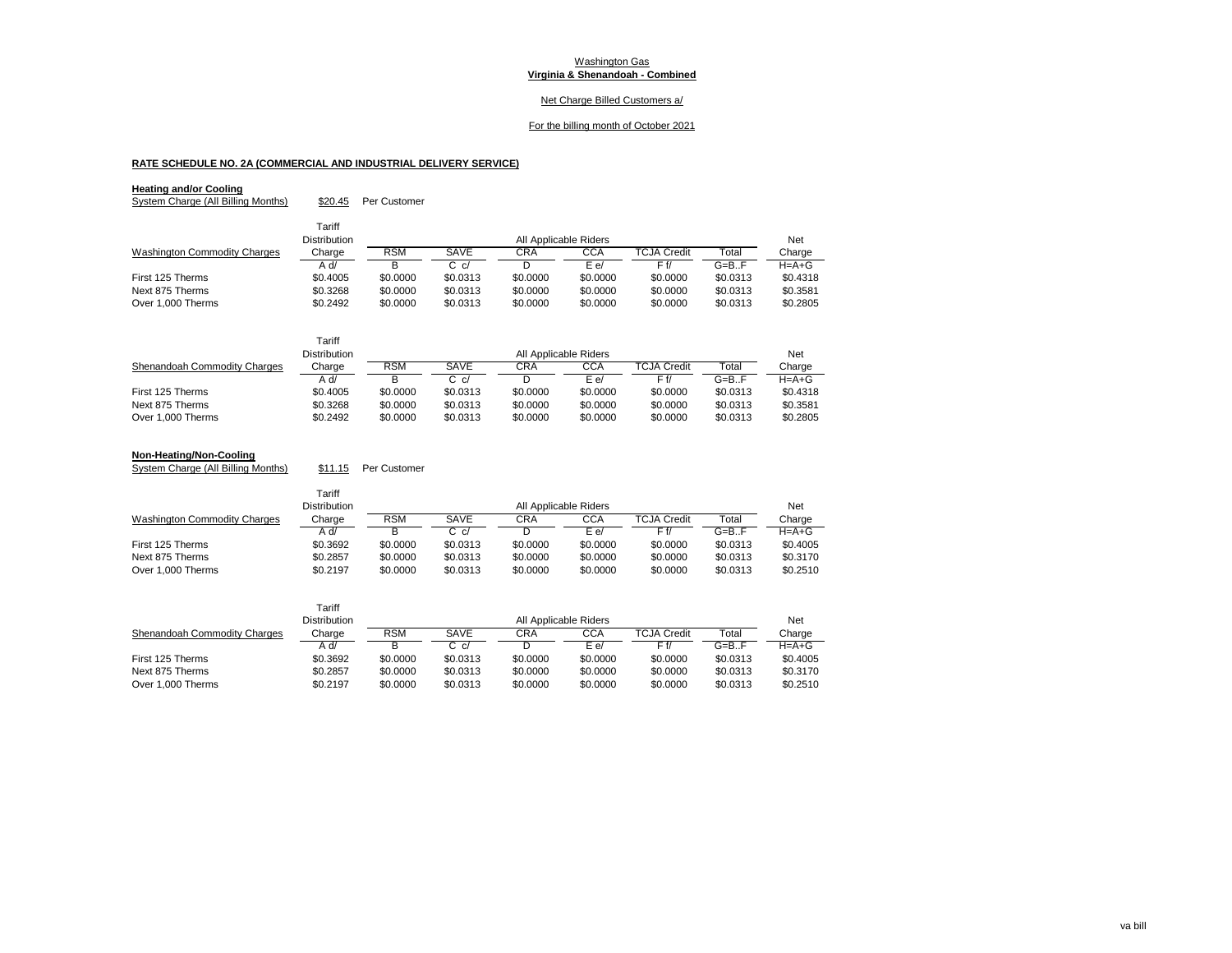Washington Gas
**Virginia & Shenandoah - Combined**

Net Charge Billed Customers a/

For the billing month of October 2021

## RATE SCHEDULE NO. 2A (COMMERCIAL AND INDUSTRIAL DELIVERY SERVICE)

### Heating and/or Cooling

System Charge (All Billing Months) $20.45 Per Customer

| Washington Commodity Charges | Tariff Distribution Charge | All Applicable Riders | | | | | | Net Charge |
|---|---|---|---|---|---|---|---|---|
| | | RSM | SAVE | CRA | CCA | TCJA Credit | Total | |
| | A d/ | B | C c/ | D | E e/ | F f/ | G=B..F | H=A+G |
| First 125 Therms | $0.4005 | $0.0000 | $0.0313 | $0.0000 | $0.0000 | $0.0000 | $0.0313 | $0.4318 |
| Next 875 Therms | $0.3268 | $0.0000 | $0.0313 | $0.0000 | $0.0000 | $0.0000 | $0.0313 | $0.3581 |
| Over 1,000 Therms | $0.2492 | $0.0000 | $0.0313 | $0.0000 | $0.0000 | $0.0000 | $0.0313 | $0.2805 |

| Shenandoah Commodity Charges | Tariff Distribution Charge | All Applicable Riders | | | | | | Net Charge |
|---|---|---|---|---|---|---|---|---|
| | | RSM | SAVE | CRA | CCA | TCJA Credit | Total | |
| | A d/ | B | C c/ | D | E e/ | F f/ | G=B..F | H=A+G |
| First 125 Therms | $0.4005 | $0.0000 | $0.0313 | $0.0000 | $0.0000 | $0.0000 | $0.0313 | $0.4318 |
| Next 875 Therms | $0.3268 | $0.0000 | $0.0313 | $0.0000 | $0.0000 | $0.0000 | $0.0313 | $0.3581 |
| Over 1,000 Therms | $0.2492 | $0.0000 | $0.0313 | $0.0000 | $0.0000 | $0.0000 | $0.0313 | $0.2805 |

### Non-Heating/Non-Cooling

System Charge (All Billing Months) $11.15 Per Customer

| Washington Commodity Charges | Tariff Distribution Charge | All Applicable Riders | | | | | | Net Charge |
|---|---|---|---|---|---|---|---|---|
| | | RSM | SAVE | CRA | CCA | TCJA Credit | Total | |
| | A d/ | B | C c/ | D | E e/ | F f/ | G=B..F | H=A+G |
| First 125 Therms | $0.3692 | $0.0000 | $0.0313 | $0.0000 | $0.0000 | $0.0000 | $0.0313 | $0.4005 |
| Next 875 Therms | $0.2857 | $0.0000 | $0.0313 | $0.0000 | $0.0000 | $0.0000 | $0.0313 | $0.3170 |
| Over 1,000 Therms | $0.2197 | $0.0000 | $0.0313 | $0.0000 | $0.0000 | $0.0000 | $0.0313 | $0.2510 |

| Shenandoah Commodity Charges | Tariff Distribution Charge | All Applicable Riders | | | | | | Net Charge |
|---|---|---|---|---|---|---|---|---|
| | | RSM | SAVE | CRA | CCA | TCJA Credit | Total | |
| | A d/ | B | C c/ | D | E e/ | F f/ | G=B..F | H=A+G |
| First 125 Therms | $0.3692 | $0.0000 | $0.0313 | $0.0000 | $0.0000 | $0.0000 | $0.0313 | $0.4005 |
| Next 875 Therms | $0.2857 | $0.0000 | $0.0313 | $0.0000 | $0.0000 | $0.0000 | $0.0313 | $0.3170 |
| Over 1,000 Therms | $0.2197 | $0.0000 | $0.0313 | $0.0000 | $0.0000 | $0.0000 | $0.0313 | $0.2510 |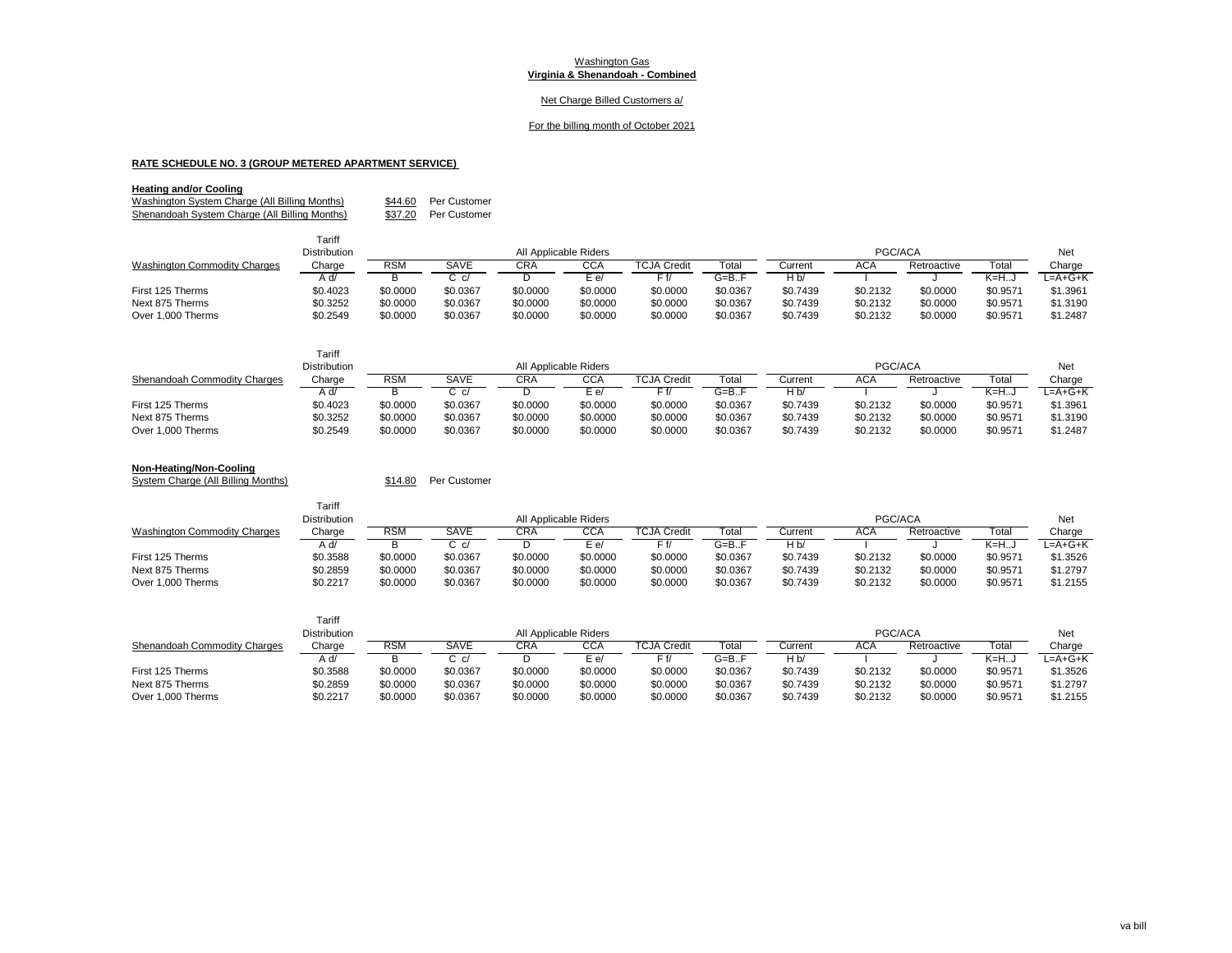Washington Gas
**Virginia & Shenandoah - Combined**

Net Charge Billed Customers a/

For the billing month of October 2021

**RATE SCHEDULE NO. 3 (GROUP METERED APARTMENT SERVICE)**

**Heating and/or Cooling**

Washington System Charge (All Billing Months) $44.60 Per Customer
Shenandoah System Charge (All Billing Months) $37.20 Per Customer

| Washington Commodity Charges | Tariff Distribution Charge | All Applicable Riders | | | | | | PGC/ACA | | | | Net Charge |
|---|---|---|---|---|---|---|---|---|---|---|---|---|
| | | RSM | SAVE | CRA | CCA | TCJA Credit | Total | Current | ACA | Retroactive | Total | |
| | A d/ | B | C c/ | D | E e/ | F f/ | G=B..F | H b/ | I | J | K=H..J | L=A+G+K |
| First 125 Therms | $0.4023 | $0.0000 | $0.0367 | $0.0000 | $0.0000 | $0.0000 | $0.0367 | $0.7439 | $0.2132 | $0.0000 | $0.9571 | $1.3961 |
| Next 875 Therms | $0.3252 | $0.0000 | $0.0367 | $0.0000 | $0.0000 | $0.0000 | $0.0367 | $0.7439 | $0.2132 | $0.0000 | $0.9571 | $1.3190 |
| Over 1,000 Therms | $0.2549 | $0.0000 | $0.0367 | $0.0000 | $0.0000 | $0.0000 | $0.0367 | $0.7439 | $0.2132 | $0.0000 | $0.9571 | $1.2487 |

| Shenandoah Commodity Charges | Tariff Distribution Charge | All Applicable Riders | | | | | | PGC/ACA | | | | Net Charge |
|---|---|---|---|---|---|---|---|---|---|---|---|---|
| | | RSM | SAVE | CRA | CCA | TCJA Credit | Total | Current | ACA | Retroactive | Total | |
| | A d/ | B | C c/ | D | E e/ | F f/ | G=B..F | H b/ | I | J | K=H..J | L=A+G+K |
| First 125 Therms | $0.4023 | $0.0000 | $0.0367 | $0.0000 | $0.0000 | $0.0000 | $0.0367 | $0.7439 | $0.2132 | $0.0000 | $0.9571 | $1.3961 |
| Next 875 Therms | $0.3252 | $0.0000 | $0.0367 | $0.0000 | $0.0000 | $0.0000 | $0.0367 | $0.7439 | $0.2132 | $0.0000 | $0.9571 | $1.3190 |
| Over 1,000 Therms | $0.2549 | $0.0000 | $0.0367 | $0.0000 | $0.0000 | $0.0000 | $0.0367 | $0.7439 | $0.2132 | $0.0000 | $0.9571 | $1.2487 |

**Non-Heating/Non-Cooling**

System Charge (All Billing Months) $14.80 Per Customer

| Washington Commodity Charges | Tariff Distribution Charge | All Applicable Riders | | | | | | PGC/ACA | | | | Net Charge |
|---|---|---|---|---|---|---|---|---|---|---|---|---|
| | | RSM | SAVE | CRA | CCA | TCJA Credit | Total | Current | ACA | Retroactive | Total | |
| | A d/ | B | C c/ | D | E e/ | F f/ | G=B..F | H b/ | I | J | K=H..J | L=A+G+K |
| First 125 Therms | $0.3588 | $0.0000 | $0.0367 | $0.0000 | $0.0000 | $0.0000 | $0.0367 | $0.7439 | $0.2132 | $0.0000 | $0.9571 | $1.3526 |
| Next 875 Therms | $0.2859 | $0.0000 | $0.0367 | $0.0000 | $0.0000 | $0.0000 | $0.0367 | $0.7439 | $0.2132 | $0.0000 | $0.9571 | $1.2797 |
| Over 1,000 Therms | $0.2217 | $0.0000 | $0.0367 | $0.0000 | $0.0000 | $0.0000 | $0.0367 | $0.7439 | $0.2132 | $0.0000 | $0.9571 | $1.2155 |

| Shenandoah Commodity Charges | Tariff Distribution Charge | All Applicable Riders | | | | | | PGC/ACA | | | | Net Charge |
|---|---|---|---|---|---|---|---|---|---|---|---|---|
| | | RSM | SAVE | CRA | CCA | TCJA Credit | Total | Current | ACA | Retroactive | Total | |
| | A d/ | B | C c/ | D | E e/ | F f/ | G=B..F | H b/ | I | J | K=H..J | L=A+G+K |
| First 125 Therms | $0.3588 | $0.0000 | $0.0367 | $0.0000 | $0.0000 | $0.0000 | $0.0367 | $0.7439 | $0.2132 | $0.0000 | $0.9571 | $1.3526 |
| Next 875 Therms | $0.2859 | $0.0000 | $0.0367 | $0.0000 | $0.0000 | $0.0000 | $0.0367 | $0.7439 | $0.2132 | $0.0000 | $0.9571 | $1.2797 |
| Over 1,000 Therms | $0.2217 | $0.0000 | $0.0367 | $0.0000 | $0.0000 | $0.0000 | $0.0367 | $0.7439 | $0.2132 | $0.0000 | $0.9571 | $1.2155 |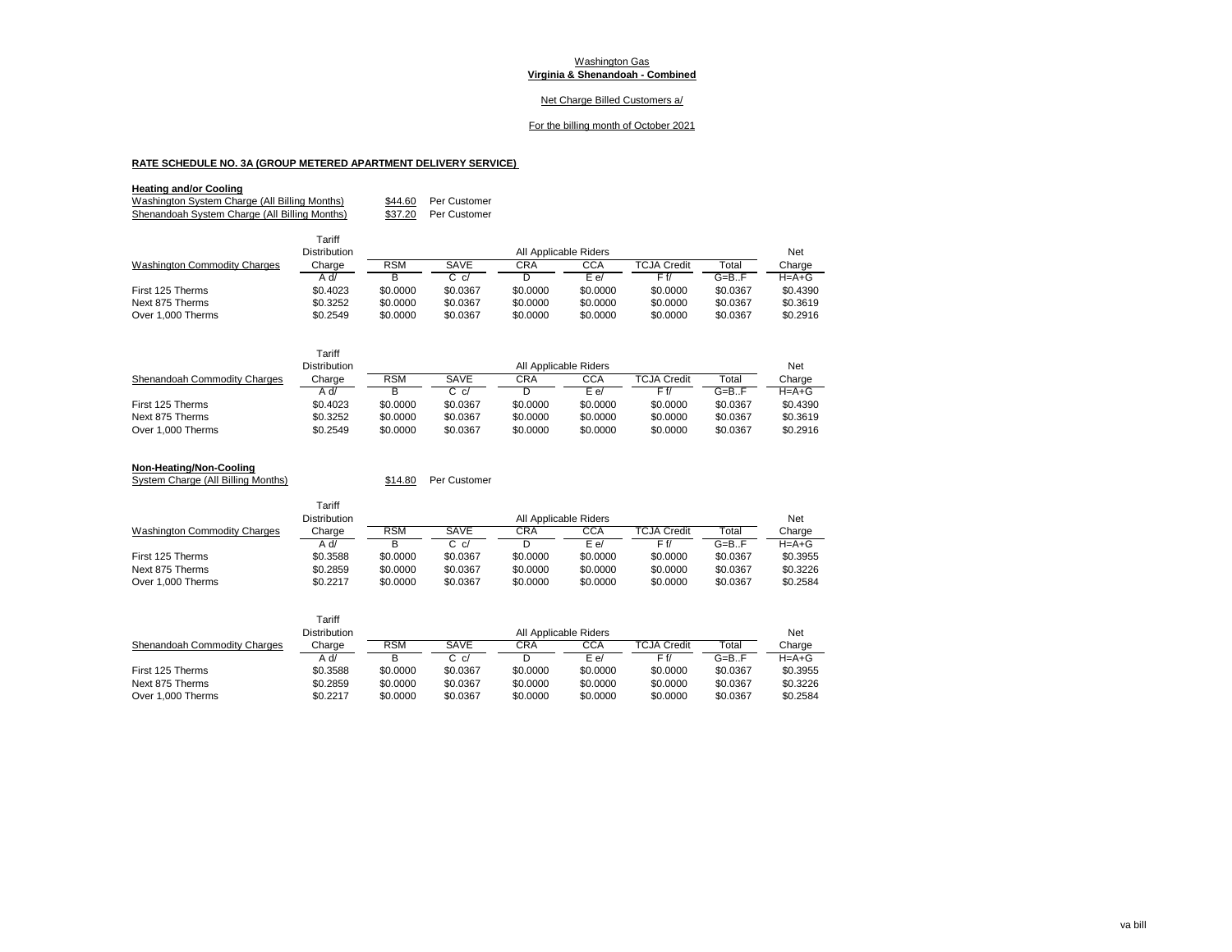Washington Gas

**Virginia & Shenandoah - Combined**

Net Charge Billed Customers a/

For the billing month of October 2021

**RATE SCHEDULE NO. 3A (GROUP METERED APARTMENT DELIVERY SERVICE)**

**Heating and/or Cooling**

Washington System Charge (All Billing Months) $44.60 Per Customer

Shenandoah System Charge (All Billing Months) $37.20 Per Customer

| Washington Commodity Charges | Tariff Distribution Charge | All Applicable Riders | | | | | | Net Charge |
|---|---|---|---|---|---|---|---|---|
| | | RSM | SAVE | CRA | CCA | TCJA Credit | Total | |
| | A d/ | B | C c/ | D | E e/ | F f/ | G=B..F | H=A+G |
| First 125 Therms | $0.4023 | $0.0000 | $0.0367 | $0.0000 | $0.0000 | $0.0000 | $0.0367 | $0.4390 |
| Next 875 Therms | $0.3252 | $0.0000 | $0.0367 | $0.0000 | $0.0000 | $0.0000 | $0.0367 | $0.3619 |
| Over 1,000 Therms | $0.2549 | $0.0000 | $0.0367 | $0.0000 | $0.0000 | $0.0000 | $0.0367 | $0.2916 |

| Shenandoah Commodity Charges | Tariff Distribution Charge | All Applicable Riders | | | | | | Net Charge |
|---|---|---|---|---|---|---|---|---|
| | | RSM | SAVE | CRA | CCA | TCJA Credit | Total | |
| | A d/ | B | C c/ | D | E e/ | F f/ | G=B..F | H=A+G |
| First 125 Therms | $0.4023 | $0.0000 | $0.0367 | $0.0000 | $0.0000 | $0.0000 | $0.0367 | $0.4390 |
| Next 875 Therms | $0.3252 | $0.0000 | $0.0367 | $0.0000 | $0.0000 | $0.0000 | $0.0367 | $0.3619 |
| Over 1,000 Therms | $0.2549 | $0.0000 | $0.0367 | $0.0000 | $0.0000 | $0.0000 | $0.0367 | $0.2916 |

**Non-Heating/Non-Cooling**

System Charge (All Billing Months) $14.80 Per Customer

| Washington Commodity Charges | Tariff Distribution Charge | All Applicable Riders | | | | | | Net Charge |
|---|---|---|---|---|---|---|---|---|
| | | RSM | SAVE | CRA | CCA | TCJA Credit | Total | |
| | A d/ | B | C c/ | D | E e/ | F f/ | G=B..F | H=A+G |
| First 125 Therms | $0.3588 | $0.0000 | $0.0367 | $0.0000 | $0.0000 | $0.0000 | $0.0367 | $0.3955 |
| Next 875 Therms | $0.2859 | $0.0000 | $0.0367 | $0.0000 | $0.0000 | $0.0000 | $0.0367 | $0.3226 |
| Over 1,000 Therms | $0.2217 | $0.0000 | $0.0367 | $0.0000 | $0.0000 | $0.0000 | $0.0367 | $0.2584 |

| Shenandoah Commodity Charges | Tariff Distribution Charge | All Applicable Riders | | | | | | Net Charge |
|---|---|---|---|---|---|---|---|---|
| | | RSM | SAVE | CRA | CCA | TCJA Credit | Total | |
| | A d/ | B | C c/ | D | E e/ | F f/ | G=B..F | H=A+G |
| First 125 Therms | $0.3588 | $0.0000 | $0.0367 | $0.0000 | $0.0000 | $0.0000 | $0.0367 | $0.3955 |
| Next 875 Therms | $0.2859 | $0.0000 | $0.0367 | $0.0000 | $0.0000 | $0.0000 | $0.0367 | $0.3226 |
| Over 1,000 Therms | $0.2217 | $0.0000 | $0.0367 | $0.0000 | $0.0000 | $0.0000 | $0.0367 | $0.2584 |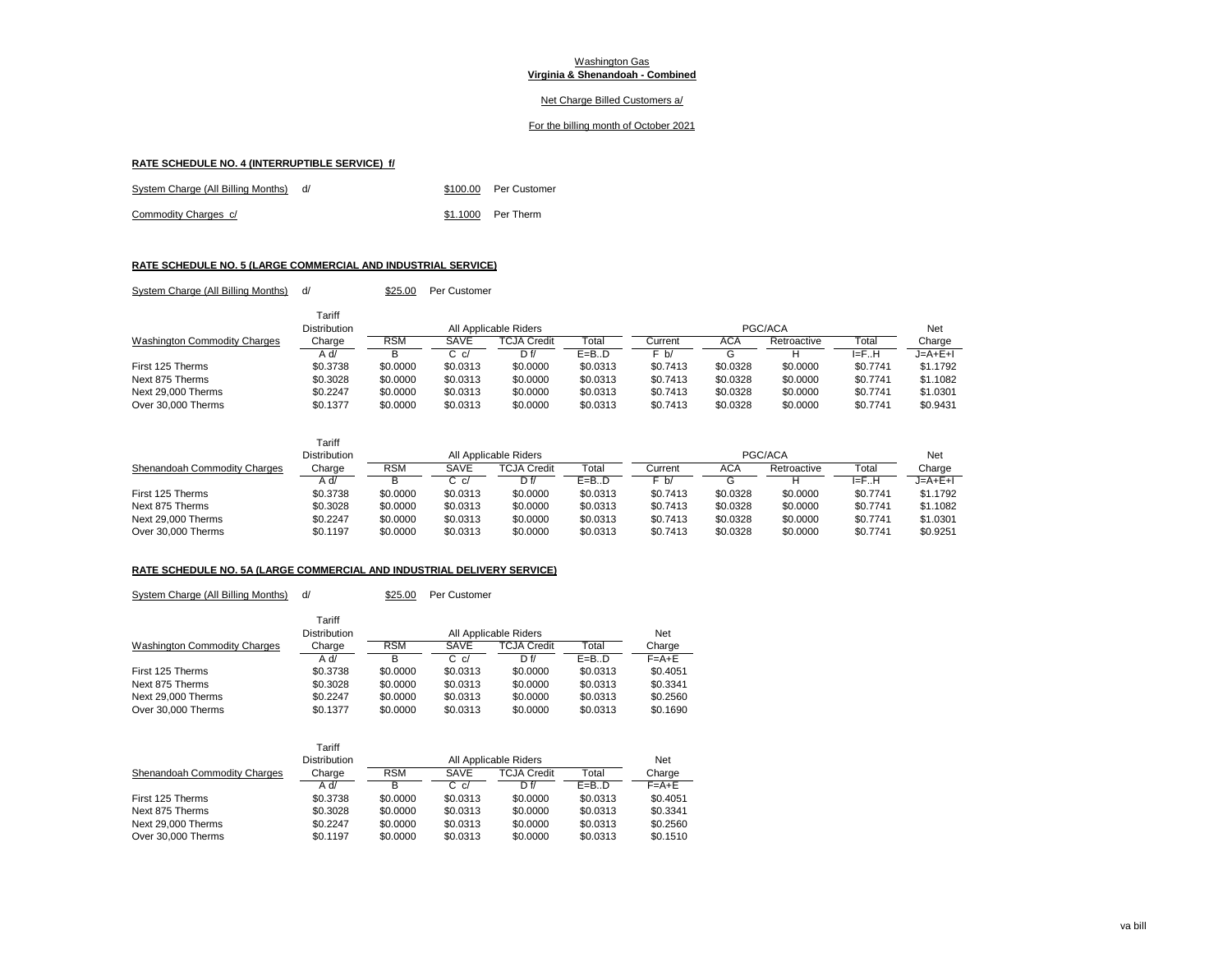Washington Gas
**Virginia & Shenandoah - Combined**

Net Charge Billed Customers a/

For the billing month of October 2021

**RATE SCHEDULE NO. 4 (INTERRUPTIBLE SERVICE) f/**

System Charge (All Billing Months) d/ $100.00 Per Customer

Commodity Charges c/ $1.1000 Per Therm

**RATE SCHEDULE NO. 5 (LARGE COMMERCIAL AND INDUSTRIAL SERVICE)**

System Charge (All Billing Months) d/ $25.00 Per Customer

| Washington Commodity Charges | Tariff Distribution Charge | All Applicable Riders | | | | PGC/ACA | | | | Net Charge |
|---|---|---|---|---|---|---|---|---|---|---|
| | | RSM | SAVE | TCJA Credit | Total | Current | ACA | Retroactive | Total | |
| | A d/ | B | C c/ | D f/ | E=B..D | F b/ | G | H | I=F..H | J=A+E+I |
| First 125 Therms | $0.3738 | $0.0000 | $0.0313 | $0.0000 | $0.0313 | $0.7413 | $0.0328 | $0.0000 | $0.7741 | $1.1792 |
| Next 875 Therms | $0.3028 | $0.0000 | $0.0313 | $0.0000 | $0.0313 | $0.7413 | $0.0328 | $0.0000 | $0.7741 | $1.1082 |
| Next 29,000 Therms | $0.2247 | $0.0000 | $0.0313 | $0.0000 | $0.0313 | $0.7413 | $0.0328 | $0.0000 | $0.7741 | $1.0301 |
| Over 30,000 Therms | $0.1377 | $0.0000 | $0.0313 | $0.0000 | $0.0313 | $0.7413 | $0.0328 | $0.0000 | $0.7741 | $0.9431 |

| Shenandoah Commodity Charges | Tariff Distribution Charge | All Applicable Riders | | | | PGC/ACA | | | | Net Charge |
|---|---|---|---|---|---|---|---|---|---|---|
| | | RSM | SAVE | TCJA Credit | Total | Current | ACA | Retroactive | Total | |
| | A d/ | B | C c/ | D f/ | E=B..D | F b/ | G | H | I=F..H | J=A+E+I |
| First 125 Therms | $0.3738 | $0.0000 | $0.0313 | $0.0000 | $0.0313 | $0.7413 | $0.0328 | $0.0000 | $0.7741 | $1.1792 |
| Next 875 Therms | $0.3028 | $0.0000 | $0.0313 | $0.0000 | $0.0313 | $0.7413 | $0.0328 | $0.0000 | $0.7741 | $1.1082 |
| Next 29,000 Therms | $0.2247 | $0.0000 | $0.0313 | $0.0000 | $0.0313 | $0.7413 | $0.0328 | $0.0000 | $0.7741 | $1.0301 |
| Over 30,000 Therms | $0.1197 | $0.0000 | $0.0313 | $0.0000 | $0.0313 | $0.7413 | $0.0328 | $0.0000 | $0.7741 | $0.9251 |

**RATE SCHEDULE NO. 5A (LARGE COMMERCIAL AND INDUSTRIAL DELIVERY SERVICE)**

System Charge (All Billing Months) d/ $25.00 Per Customer

| Washington Commodity Charges | Tariff Distribution Charge | All Applicable Riders | | | | Net Charge |
|---|---|---|---|---|---|---|
| | | RSM | SAVE | TCJA Credit | Total | |
| | A d/ | B | C c/ | D f/ | E=B..D | F=A+E |
| First 125 Therms | $0.3738 | $0.0000 | $0.0313 | $0.0000 | $0.0313 | $0.4051 |
| Next 875 Therms | $0.3028 | $0.0000 | $0.0313 | $0.0000 | $0.0313 | $0.3341 |
| Next 29,000 Therms | $0.2247 | $0.0000 | $0.0313 | $0.0000 | $0.0313 | $0.2560 |
| Over 30,000 Therms | $0.1377 | $0.0000 | $0.0313 | $0.0000 | $0.0313 | $0.1690 |

| Shenandoah Commodity Charges | Tariff Distribution Charge | All Applicable Riders | | | | Net Charge |
|---|---|---|---|---|---|---|
| | | RSM | SAVE | TCJA Credit | Total | |
| | A d/ | B | C c/ | D f/ | E=B..D | F=A+E |
| First 125 Therms | $0.3738 | $0.0000 | $0.0313 | $0.0000 | $0.0313 | $0.4051 |
| Next 875 Therms | $0.3028 | $0.0000 | $0.0313 | $0.0000 | $0.0313 | $0.3341 |
| Next 29,000 Therms | $0.2247 | $0.0000 | $0.0313 | $0.0000 | $0.0313 | $0.2560 |
| Over 30,000 Therms | $0.1197 | $0.0000 | $0.0313 | $0.0000 | $0.0313 | $0.1510 |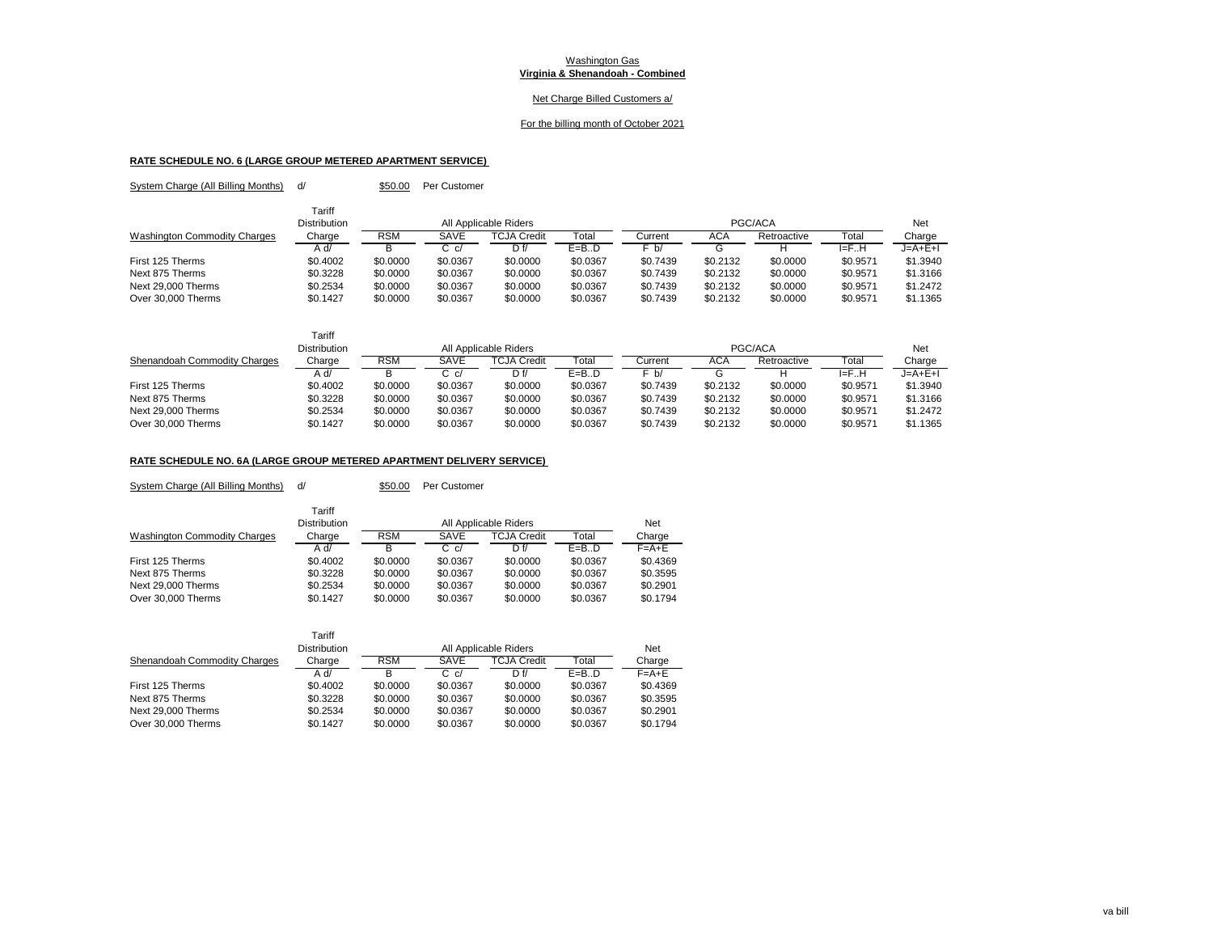Washington Gas
**Virginia & Shenandoah - Combined**

Net Charge Billed Customers a/

For the billing month of October 2021

**RATE SCHEDULE NO. 6 (LARGE GROUP METERED APARTMENT SERVICE)**

System Charge (All Billing Months) d/ $50.00 Per Customer

| Washington Commodity Charges | Tariff Distribution Charge | All Applicable Riders | | | | PGC/ACA | | | | Net Charge |
|---|---|---|---|---|---|---|---|---|---|---|
| | | RSM | SAVE | TCJA Credit | Total | Current | ACA | Retroactive | Total | |
| | A d/ | B | C c/ | D f/ | E=B..D | F b/ | G | H | I=F..H | J=A+E+I |
| First 125 Therms | $0.4002 | $0.0000 | $0.0367 | $0.0000 | $0.0367 | $0.7439 | $0.2132 | $0.0000 | $0.9571 | $1.3940 |
| Next 875 Therms | $0.3228 | $0.0000 | $0.0367 | $0.0000 | $0.0367 | $0.7439 | $0.2132 | $0.0000 | $0.9571 | $1.3166 |
| Next 29,000 Therms | $0.2534 | $0.0000 | $0.0367 | $0.0000 | $0.0367 | $0.7439 | $0.2132 | $0.0000 | $0.9571 | $1.2472 |
| Over 30,000 Therms | $0.1427 | $0.0000 | $0.0367 | $0.0000 | $0.0367 | $0.7439 | $0.2132 | $0.0000 | $0.9571 | $1.1365 |

| Shenandoah Commodity Charges | Tariff Distribution Charge | All Applicable Riders | | | | PGC/ACA | | | | Net Charge |
|---|---|---|---|---|---|---|---|---|---|---|
| | | RSM | SAVE | TCJA Credit | Total | Current | ACA | Retroactive | Total | |
| | A d/ | B | C c/ | D f/ | E=B..D | F b/ | G | H | I=F..H | J=A+E+I |
| First 125 Therms | $0.4002 | $0.0000 | $0.0367 | $0.0000 | $0.0367 | $0.7439 | $0.2132 | $0.0000 | $0.9571 | $1.3940 |
| Next 875 Therms | $0.3228 | $0.0000 | $0.0367 | $0.0000 | $0.0367 | $0.7439 | $0.2132 | $0.0000 | $0.9571 | $1.3166 |
| Next 29,000 Therms | $0.2534 | $0.0000 | $0.0367 | $0.0000 | $0.0367 | $0.7439 | $0.2132 | $0.0000 | $0.9571 | $1.2472 |
| Over 30,000 Therms | $0.1427 | $0.0000 | $0.0367 | $0.0000 | $0.0367 | $0.7439 | $0.2132 | $0.0000 | $0.9571 | $1.1365 |

**RATE SCHEDULE NO. 6A (LARGE GROUP METERED APARTMENT DELIVERY SERVICE)**

System Charge (All Billing Months) d/ $50.00 Per Customer

| Washington Commodity Charges | Tariff Distribution Charge | All Applicable Riders | | | | Net Charge |
|---|---|---|---|---|---|---|
| | | RSM | SAVE | TCJA Credit | Total | |
| | A d/ | B | C c/ | D f/ | E=B..D | F=A+E |
| First 125 Therms | $0.4002 | $0.0000 | $0.0367 | $0.0000 | $0.0367 | $0.4369 |
| Next 875 Therms | $0.3228 | $0.0000 | $0.0367 | $0.0000 | $0.0367 | $0.3595 |
| Next 29,000 Therms | $0.2534 | $0.0000 | $0.0367 | $0.0000 | $0.0367 | $0.2901 |
| Over 30,000 Therms | $0.1427 | $0.0000 | $0.0367 | $0.0000 | $0.0367 | $0.1794 |

| Shenandoah Commodity Charges | Tariff Distribution Charge | All Applicable Riders | | | | Net Charge |
|---|---|---|---|---|---|---|
| | | RSM | SAVE | TCJA Credit | Total | |
| | A d/ | B | C c/ | D f/ | E=B..D | F=A+E |
| First 125 Therms | $0.4002 | $0.0000 | $0.0367 | $0.0000 | $0.0367 | $0.4369 |
| Next 875 Therms | $0.3228 | $0.0000 | $0.0367 | $0.0000 | $0.0367 | $0.3595 |
| Next 29,000 Therms | $0.2534 | $0.0000 | $0.0367 | $0.0000 | $0.0367 | $0.2901 |
| Over 30,000 Therms | $0.1427 | $0.0000 | $0.0367 | $0.0000 | $0.0367 | $0.1794 |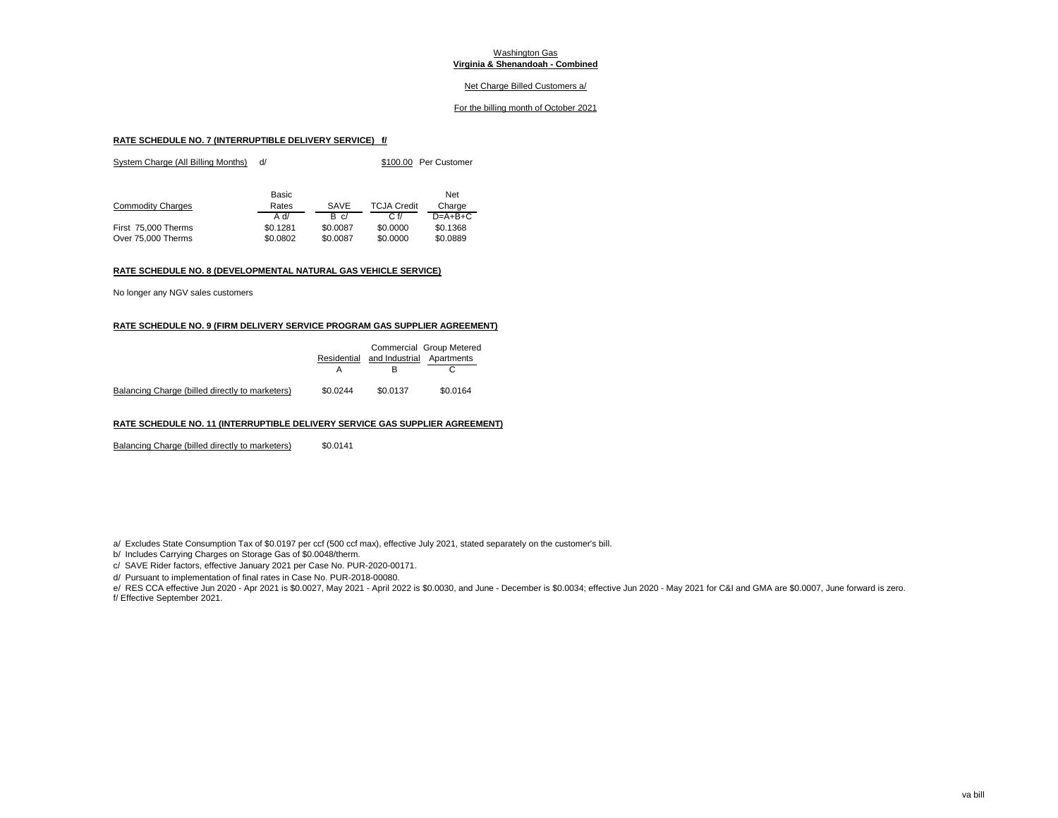Washington Gas
**Virginia & Shenandoah - Combined**

Net Charge Billed Customers a/

For the billing month of October 2021

**RATE SCHEDULE NO. 7 (INTERRUPTIBLE DELIVERY SERVICE) f/**

System Charge (All Billing Months) d/ $100.00 Per Customer

| Commodity Charges | Basic Rates A d/ | SAVE B c/ | TCJA Credit C f/ | Net Charge D=A+B+C |
|---|---|---|---|---|
| First 75,000 Therms | $0.1281 | $0.0087 | $0.0000 | $0.1368 |
| Over 75,000 Therms | $0.0802 | $0.0087 | $0.0000 | $0.0889 |

**RATE SCHEDULE NO. 8 (DEVELOPMENTAL NATURAL GAS VEHICLE SERVICE)**

No longer any NGV sales customers

**RATE SCHEDULE NO. 9 (FIRM DELIVERY SERVICE PROGRAM GAS SUPPLIER AGREEMENT)**

| | Residential A | Commercial and Industrial B | Group Metered Apartments C |
|---|---|---|---|
| Balancing Charge (billed directly to marketers) | $0.0244 | $0.0137 | $0.0164 |

**RATE SCHEDULE NO. 11 (INTERRUPTIBLE DELIVERY SERVICE GAS SUPPLIER AGREEMENT)**

Balancing Charge (billed directly to marketers) $0.0141

a/ Excludes State Consumption Tax of $0.0197 per ccf (500 ccf max), effective July 2021, stated separately on the customer's bill.

b/ Includes Carrying Charges on Storage Gas of $0.0048/therm.

c/ SAVE Rider factors, effective January 2021 per Case No. PUR-2020-00171.

d/ Pursuant to implementation of final rates in Case No. PUR-2018-00080.

e/ RES CCA effective Jun 2020 - Apr 2021 is $0.0027, May 2021 - April 2022 is $0.0030, and June - December is $0.0034; effective Jun 2020 - May 2021 for C&I and GMA are $0.0007, June forward is zero.

f/ Effective September 2021.